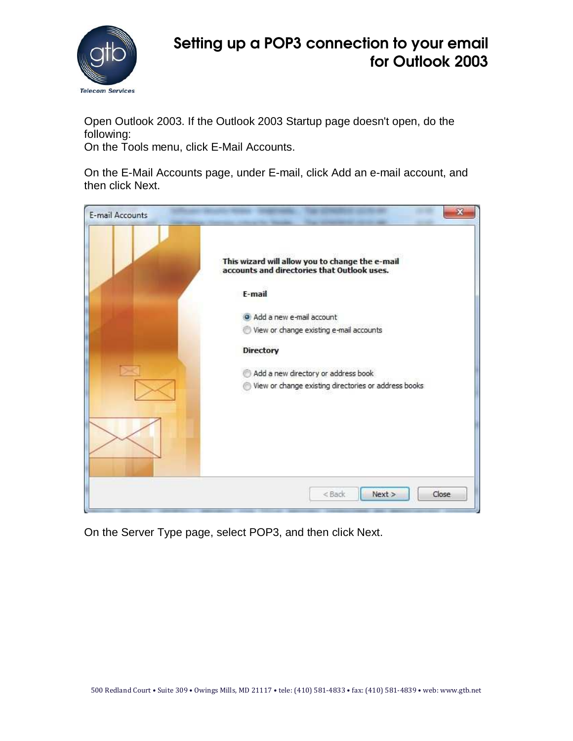# Setting up a POP3 connection to your email for Outlook 2003

Open Outlook 2003. If the Outlook 2003 Startup page doesn't open, do the following:
On the Tools menu, click E-Mail Accounts.

On the E-Mail Accounts page, under E-mail, click Add an e-mail account, and then click Next.

On the Server Type page, select POP3, and then click Next.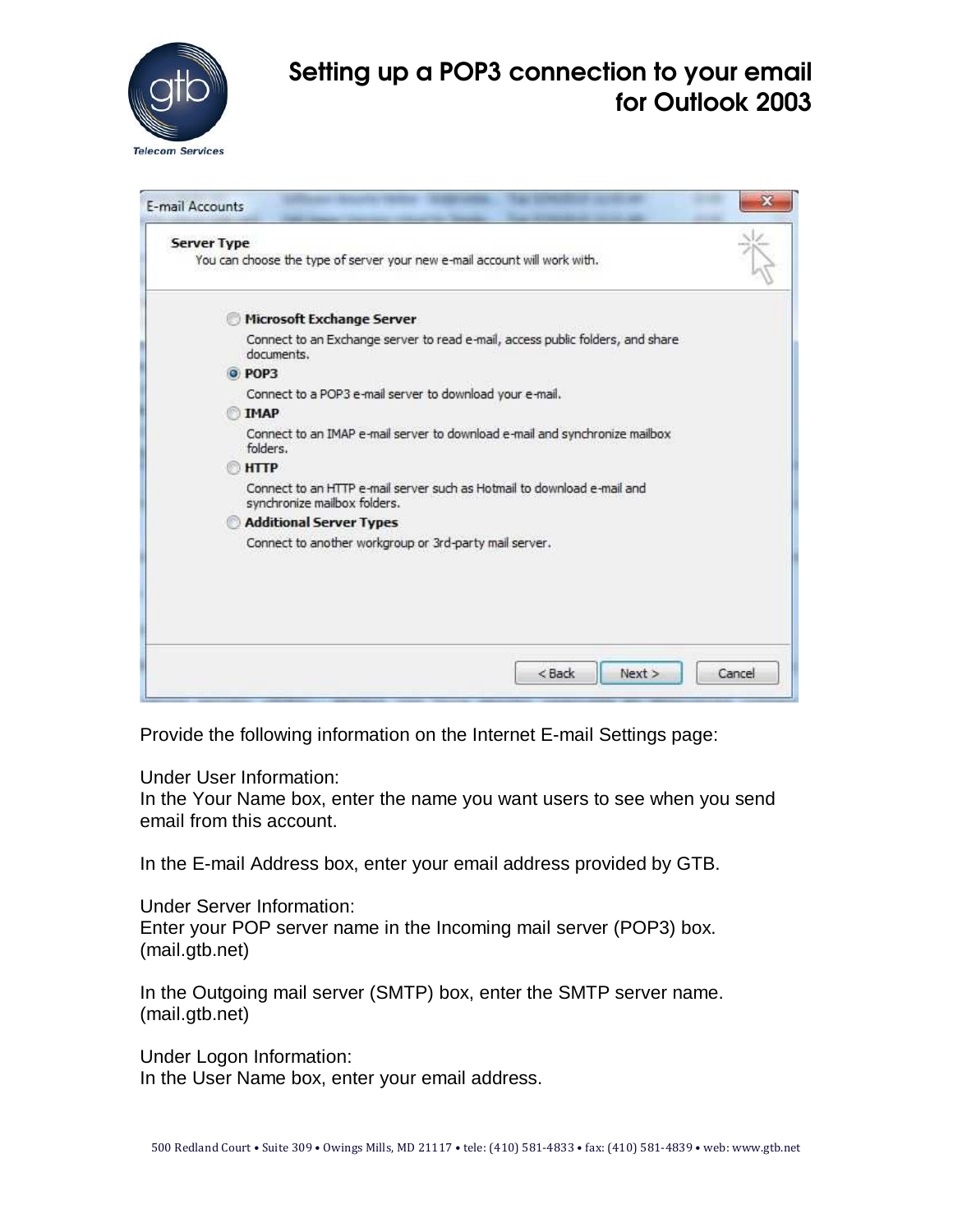# Setting up a POP3 connection to your email for Outlook 2003

E-mail Accounts

**Server Type**
You can choose the type of server your new e-mail account will work with.

- **Microsoft Exchange Server**
  Connect to an Exchange server to read e-mail, access public folders, and share documents.
- **POP3**
  Connect to a POP3 e-mail server to download your e-mail.
- **IMAP**
  Connect to an IMAP e-mail server to download e-mail and synchronize mailbox folders.
- **HTTP**
  Connect to an HTTP e-mail server such as Hotmail to download e-mail and synchronize mailbox folders.
- **Additional Server Types**
  Connect to another workgroup or 3rd-party mail server.

< Back | Next > | Cancel

Provide the following information on the Internet E-mail Settings page:

Under User Information:
In the Your Name box, enter the name you want users to see when you send email from this account.

In the E-mail Address box, enter your email address provided by GTB.

Under Server Information:
Enter your POP server name in the Incoming mail server (POP3) box. (mail.gtb.net)

In the Outgoing mail server (SMTP) box, enter the SMTP server name. (mail.gtb.net)

Under Logon Information:
In the User Name box, enter your email address.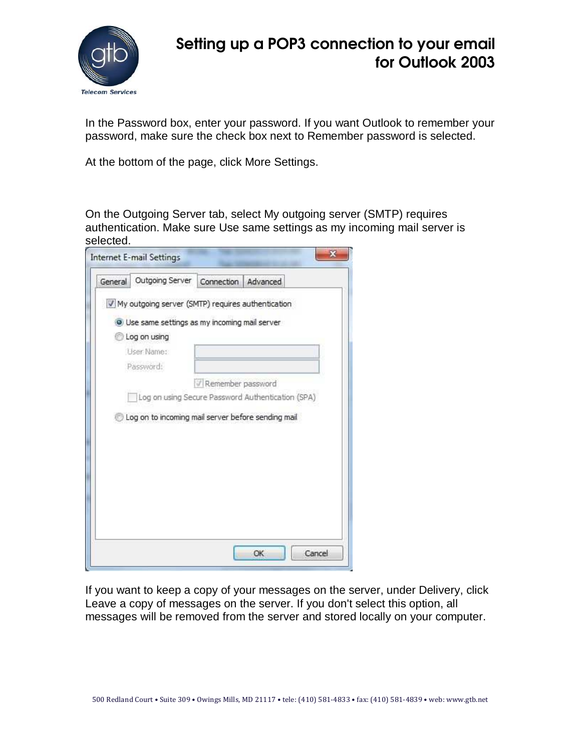# Setting up a POP3 connection to your email for Outlook 2003

In the Password box, enter your password. If you want Outlook to remember your password, make sure the check box next to Remember password is selected.

At the bottom of the page, click More Settings.

On the Outgoing Server tab, select My outgoing server (SMTP) requires authentication. Make sure Use same settings as my incoming mail server is selected.

If you want to keep a copy of your messages on the server, under Delivery, click Leave a copy of messages on the server. If you don't select this option, all messages will be removed from the server and stored locally on your computer.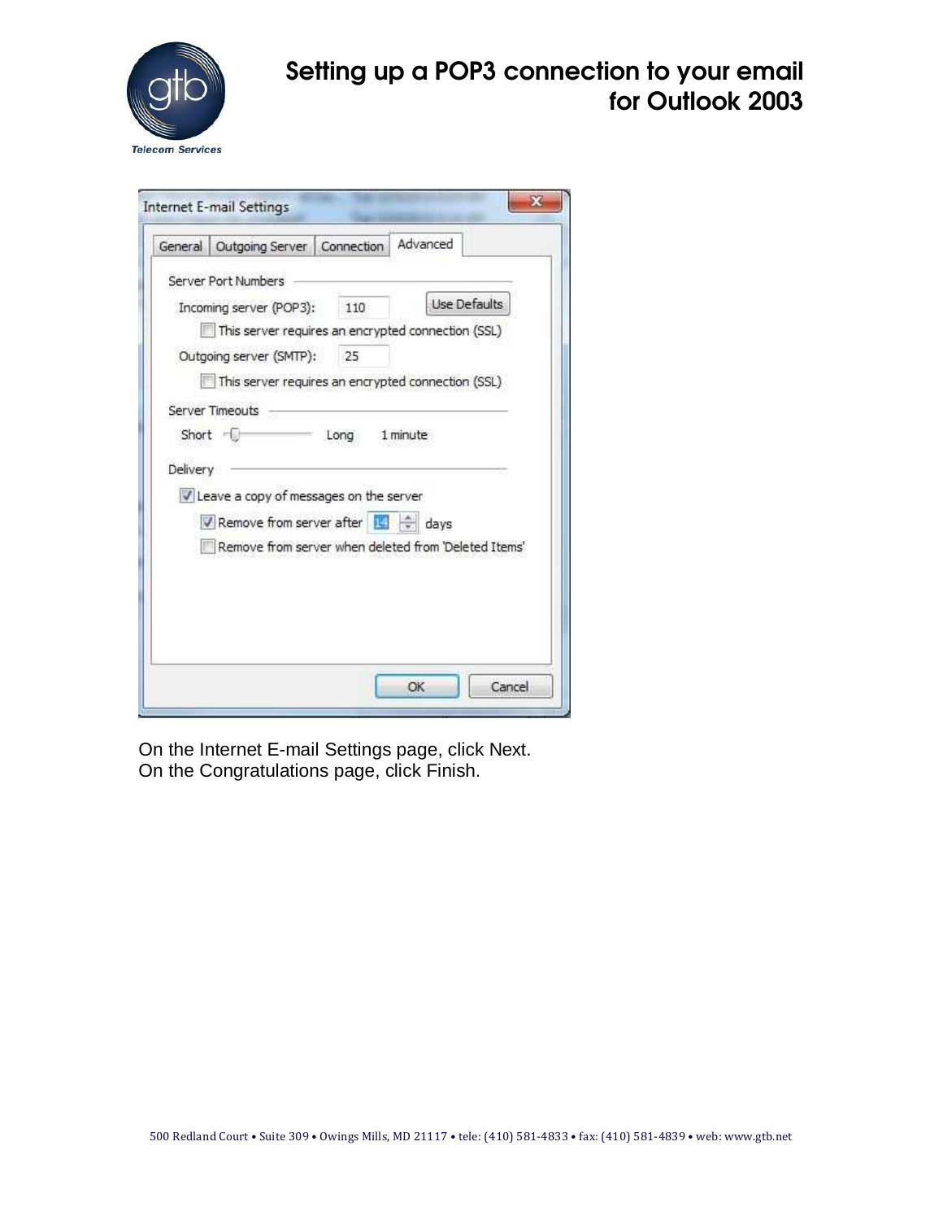On the Internet E-mail Settings page, click Next.
On the Congratulations page, click Finish.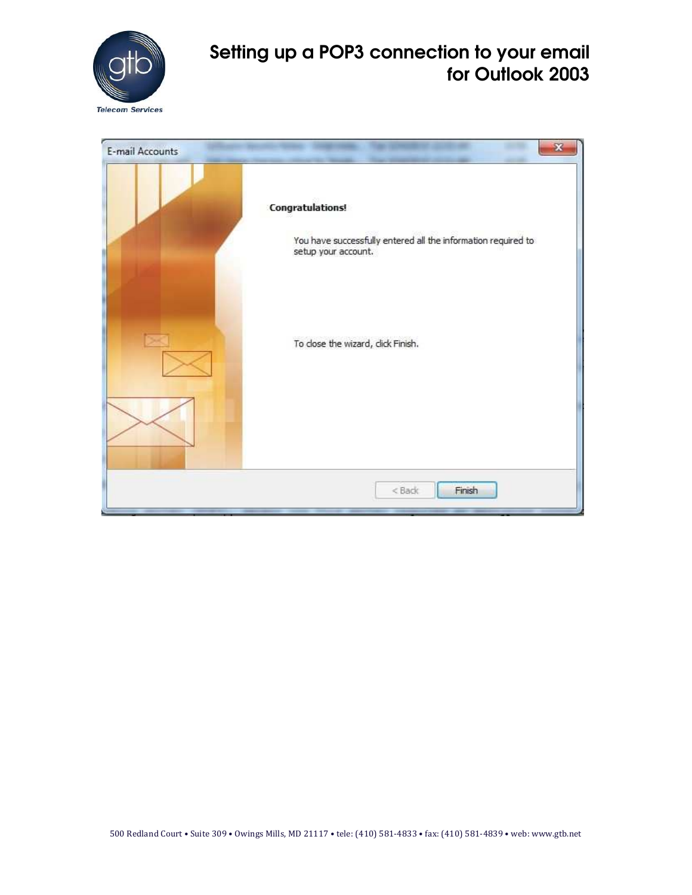E-mail Accounts

**Congratulations!**

You have successfully entered all the information required to setup your account.

To close the wizard, click Finish.

< Back | Finish